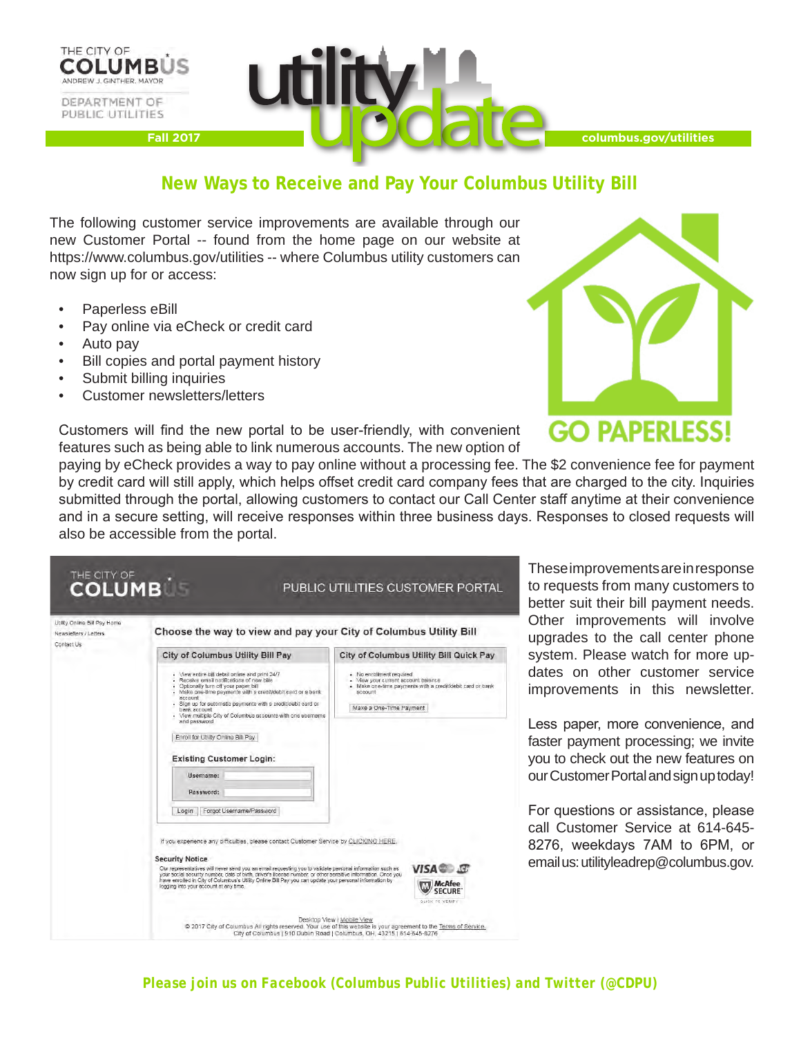THE CITY OF COLUMBUS
ANDREW J. GINTHER, MAYOR

DEPARTMENT OF PUBLIC UTILITIES

# utility update

Fall 2017

columbus.gov/utilities

## New Ways to Receive and Pay Your Columbus Utility Bill

The following customer service improvements are available through our new Customer Portal -- found from the home page on our website at https://www.columbus.gov/utilities -- where Columbus utility customers can now sign up for or access:

- Paperless eBill
- Pay online via eCheck or credit card
- Auto pay
- Bill copies and portal payment history
- Submit billing inquiries
- Customer newsletters/letters

GO PAPERLESS!

Customers will find the new portal to be user-friendly, with convenient features such as being able to link numerous accounts. The new option of paying by eCheck provides a way to pay online without a processing fee. The $2 convenience fee for payment by credit card will still apply, which helps offset credit card company fees that are charged to the city. Inquiries submitted through the portal, allowing customers to contact our Call Center staff anytime at their convenience and in a secure setting, will receive responses within three business days. Responses to closed requests will also be accessible from the portal.

THE CITY OF COLUMBUS — PUBLIC UTILITIES CUSTOMER PORTAL

Utility Online Bill Pay Home
Newsletters / Letters
Contact Us

**Choose the way to view and pay your City of Columbus Utility Bill**

**City of Columbus Utility Bill Pay**

- View entire bill detail online and print 24/7
- Receive email notifications of new bills
- Optionally turn off your paper bill
- Make one-time payments with a credit/debit card or a bank account
- Sign up for automatic payments with a credit/debit card or bank account
- View multiple City of Columbus accounts with one username and password

Enroll for Utility Online Bill Pay

**Existing Customer Login:**

Username:
Password:

Login | Forgot Username/Password

**City of Columbus Utility Bill Quick Pay**

- No enrollment required
- View your current account balance
- Make one-time payments with a credit/debit card or bank account

Make a One-Time Payment

If you experience any difficulties, please contact Customer Service by CLICKING HERE.

**Security Notice**

Our representatives will never send you an email requesting you to validate personal information such as your social security number, date of birth, driver's license number, or other sensitive information. Once you have enrolled in City of Columbus's Utility Online Bill Pay you can update your personal information by logging into your account at any time.

Desktop View | Mobile View
© 2017 City of Columbus All rights reserved. Your use of this website is your agreement to the Terms of Service.
City of Columbus | 910 Dublin Road | Columbus, OH, 43215 | 614-645-8276

These improvements are in response to requests from many customers to better suit their bill payment needs. Other improvements will involve upgrades to the call center phone system. Please watch for more updates on other customer service improvements in this newsletter.

Less paper, more convenience, and faster payment processing; we invite you to check out the new features on our Customer Portal and sign up today!

For questions or assistance, please call Customer Service at 614-645-8276, weekdays 7AM to 6PM, or email us: utilityleadrep@columbus.gov.

**Please join us on Facebook (Columbus Public Utilities) and Twitter (@CDPU)**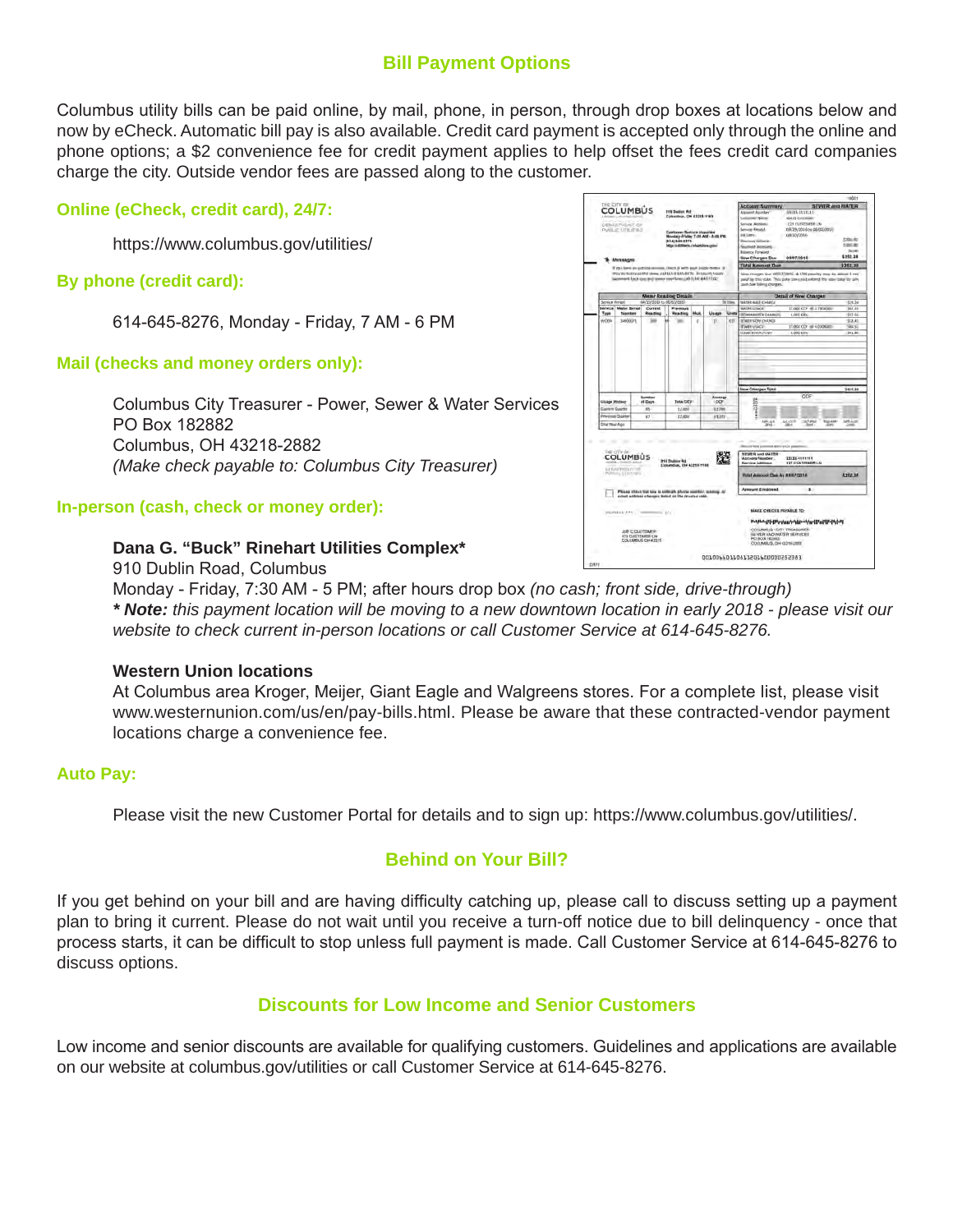## Bill Payment Options

Columbus utility bills can be paid online, by mail, phone, in person, through drop boxes at locations below and now by eCheck. Automatic bill pay is also available. Credit card payment is accepted only through the online and phone options; a $2 convenience fee for credit payment applies to help offset the fees credit card companies charge the city. Outside vendor fees are passed along to the customer.

### Online (eCheck, credit card), 24/7:

https://www.columbus.gov/utilities/

### By phone (credit card):

614-645-8276, Monday - Friday, 7 AM - 6 PM

### Mail (checks and money orders only):

Columbus City Treasurer - Power, Sewer & Water Services
PO Box 182882
Columbus, OH 43218-2882
*(Make check payable to: Columbus City Treasurer)*

### In-person (cash, check or money order):

**Dana G. "Buck" Rinehart Utilities Complex***
910 Dublin Road, Columbus
Monday - Friday, 7:30 AM - 5 PM; after hours drop box *(no cash; front side, drive-through)*
***\* Note:** this payment location will be moving to a new downtown location in early 2018 - please visit our website to check current in-person locations or call Customer Service at 614-645-8276.*

**Western Union locations**
At Columbus area Kroger, Meijer, Giant Eagle and Walgreens stores. For a complete list, please visit www.westernunion.com/us/en/pay-bills.html. Please be aware that these contracted-vendor payment locations charge a convenience fee.

### Auto Pay:

Please visit the new Customer Portal for details and to sign up: https://www.columbus.gov/utilities/.

## Behind on Your Bill?

If you get behind on your bill and are having difficulty catching up, please call to discuss setting up a payment plan to bring it current. Please do not wait until you receive a turn-off notice due to bill delinquency - once that process starts, it can be difficult to stop unless full payment is made. Call Customer Service at 614-645-8276 to discuss options.

## Discounts for Low Income and Senior Customers

Low income and senior discounts are available for qualifying customers. Guidelines and applications are available on our website at columbus.gov/utilities or call Customer Service at 614-645-8276.